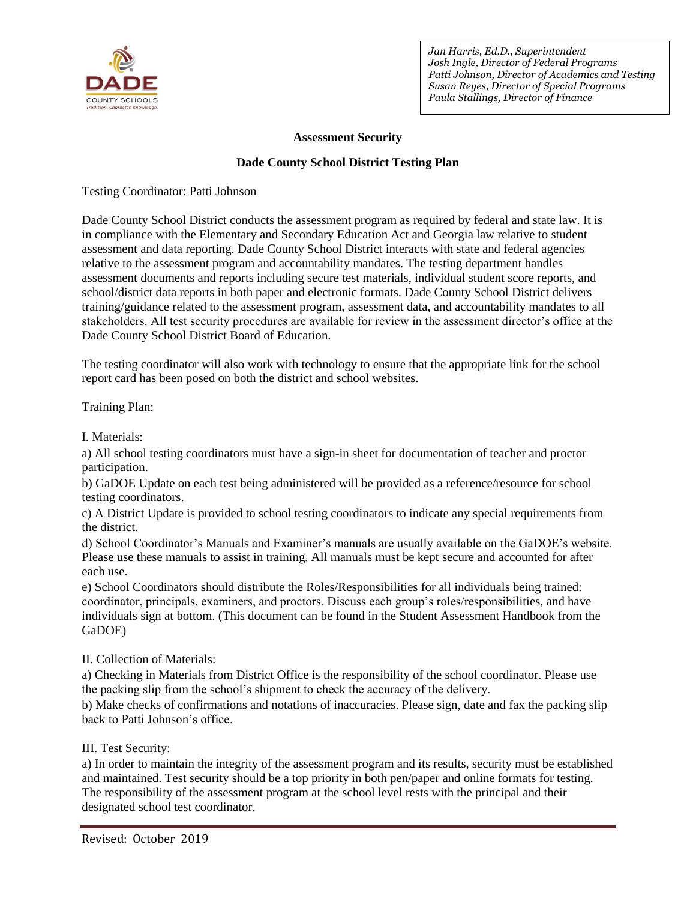*Jan Harris, Ed.D., Superintendent*
*Josh Ingle, Director of Federal Programs*
*Patti Johnson, Director of Academics and Testing*
*Susan Reyes, Director of Special Programs*
*Paula Stallings, Director of Finance*

**Assessment Security**

**Dade County School District Testing Plan**

Testing Coordinator: Patti Johnson

Dade County School District conducts the assessment program as required by federal and state law. It is in compliance with the Elementary and Secondary Education Act and Georgia law relative to student assessment and data reporting. Dade County School District interacts with state and federal agencies relative to the assessment program and accountability mandates. The testing department handles assessment documents and reports including secure test materials, individual student score reports, and school/district data reports in both paper and electronic formats. Dade County School District delivers training/guidance related to the assessment program, assessment data, and accountability mandates to all stakeholders. All test security procedures are available for review in the assessment director's office at the Dade County School District Board of Education.

The testing coordinator will also work with technology to ensure that the appropriate link for the school report card has been posed on both the district and school websites.

Training Plan:

I. Materials:

a) All school testing coordinators must have a sign-in sheet for documentation of teacher and proctor participation.

b) GaDOE Update on each test being administered will be provided as a reference/resource for school testing coordinators.

c) A District Update is provided to school testing coordinators to indicate any special requirements from the district.

d) School Coordinator's Manuals and Examiner's manuals are usually available on the GaDOE's website. Please use these manuals to assist in training. All manuals must be kept secure and accounted for after each use.

e) School Coordinators should distribute the Roles/Responsibilities for all individuals being trained: coordinator, principals, examiners, and proctors. Discuss each group's roles/responsibilities, and have individuals sign at bottom. (This document can be found in the Student Assessment Handbook from the GaDOE)

II. Collection of Materials:

a) Checking in Materials from District Office is the responsibility of the school coordinator. Please use the packing slip from the school's shipment to check the accuracy of the delivery.

b) Make checks of confirmations and notations of inaccuracies. Please sign, date and fax the packing slip back to Patti Johnson's office.

III. Test Security:

a) In order to maintain the integrity of the assessment program and its results, security must be established and maintained. Test security should be a top priority in both pen/paper and online formats for testing. The responsibility of the assessment program at the school level rests with the principal and their designated school test coordinator.

Revised: October 2019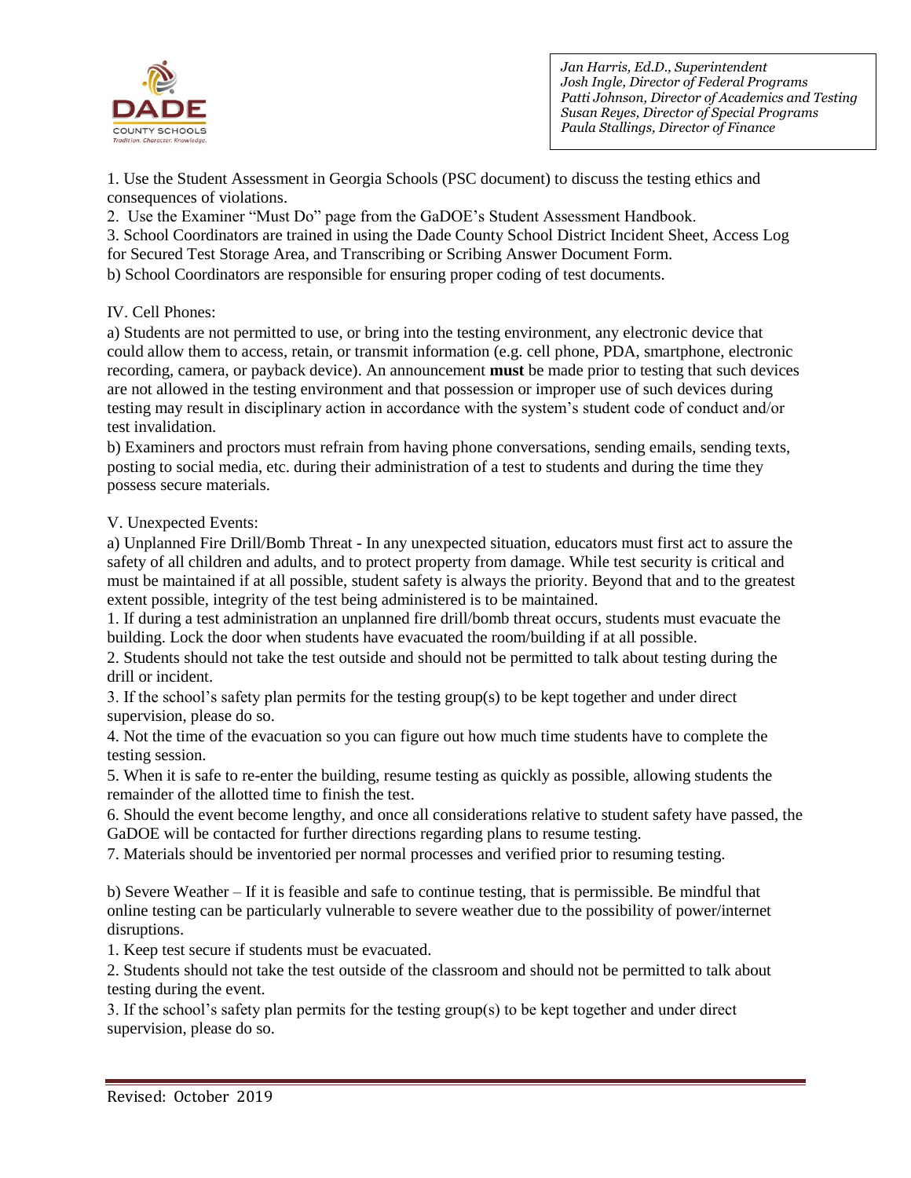1. Use the Student Assessment in Georgia Schools (PSC document) to discuss the testing ethics and consequences of violations.
2. Use the Examiner "Must Do" page from the GaDOE's Student Assessment Handbook.
3. School Coordinators are trained in using the Dade County School District Incident Sheet, Access Log for Secured Test Storage Area, and Transcribing or Scribing Answer Document Form.

b) School Coordinators are responsible for ensuring proper coding of test documents.

IV. Cell Phones:

a) Students are not permitted to use, or bring into the testing environment, any electronic device that could allow them to access, retain, or transmit information (e.g. cell phone, PDA, smartphone, electronic recording, camera, or payback device). An announcement **must** be made prior to testing that such devices are not allowed in the testing environment and that possession or improper use of such devices during testing may result in disciplinary action in accordance with the system's student code of conduct and/or test invalidation.

b) Examiners and proctors must refrain from having phone conversations, sending emails, sending texts, posting to social media, etc. during their administration of a test to students and during the time they possess secure materials.

V. Unexpected Events:

a) Unplanned Fire Drill/Bomb Threat - In any unexpected situation, educators must first act to assure the safety of all children and adults, and to protect property from damage. While test security is critical and must be maintained if at all possible, student safety is always the priority. Beyond that and to the greatest extent possible, integrity of the test being administered is to be maintained.

1. If during a test administration an unplanned fire drill/bomb threat occurs, students must evacuate the building. Lock the door when students have evacuated the room/building if at all possible.
2. Students should not take the test outside and should not be permitted to talk about testing during the drill or incident.
3. If the school's safety plan permits for the testing group(s) to be kept together and under direct supervision, please do so.
4. Not the time of the evacuation so you can figure out how much time students have to complete the testing session.
5. When it is safe to re-enter the building, resume testing as quickly as possible, allowing students the remainder of the allotted time to finish the test.
6. Should the event become lengthy, and once all considerations relative to student safety have passed, the GaDOE will be contacted for further directions regarding plans to resume testing.
7. Materials should be inventoried per normal processes and verified prior to resuming testing.

b) Severe Weather – If it is feasible and safe to continue testing, that is permissible. Be mindful that online testing can be particularly vulnerable to severe weather due to the possibility of power/internet disruptions.

1. Keep test secure if students must be evacuated.
2. Students should not take the test outside of the classroom and should not be permitted to talk about testing during the event.
3. If the school's safety plan permits for the testing group(s) to be kept together and under direct supervision, please do so.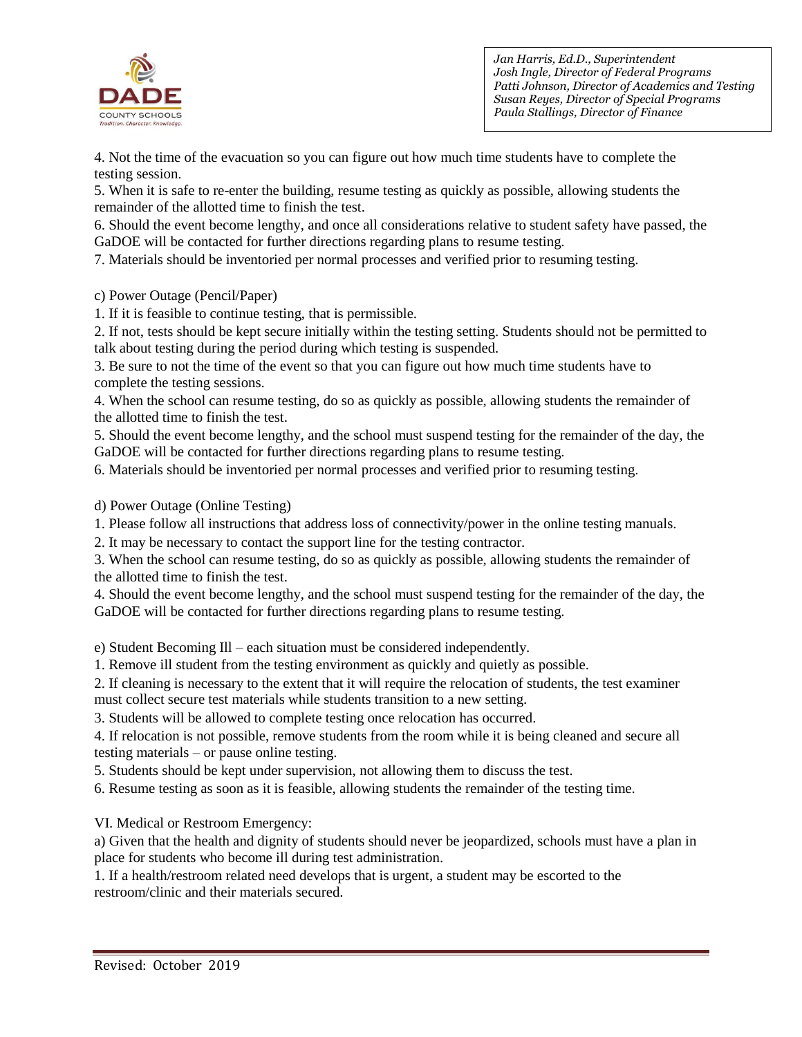4. Not the time of the evacuation so you can figure out how much time students have to complete the testing session.
5. When it is safe to re-enter the building, resume testing as quickly as possible, allowing students the remainder of the allotted time to finish the test.
6. Should the event become lengthy, and once all considerations relative to student safety have passed, the GaDOE will be contacted for further directions regarding plans to resume testing.
7. Materials should be inventoried per normal processes and verified prior to resuming testing.

c) Power Outage (Pencil/Paper)
1. If it is feasible to continue testing, that is permissible.
2. If not, tests should be kept secure initially within the testing setting. Students should not be permitted to talk about testing during the period during which testing is suspended.
3. Be sure to not the time of the event so that you can figure out how much time students have to complete the testing sessions.
4. When the school can resume testing, do so as quickly as possible, allowing students the remainder of the allotted time to finish the test.
5. Should the event become lengthy, and the school must suspend testing for the remainder of the day, the GaDOE will be contacted for further directions regarding plans to resume testing.
6. Materials should be inventoried per normal processes and verified prior to resuming testing.

d) Power Outage (Online Testing)
1. Please follow all instructions that address loss of connectivity/power in the online testing manuals.
2. It may be necessary to contact the support line for the testing contractor.
3. When the school can resume testing, do so as quickly as possible, allowing students the remainder of the allotted time to finish the test.
4. Should the event become lengthy, and the school must suspend testing for the remainder of the day, the GaDOE will be contacted for further directions regarding plans to resume testing.

e) Student Becoming Ill – each situation must be considered independently.
1. Remove ill student from the testing environment as quickly and quietly as possible.
2. If cleaning is necessary to the extent that it will require the relocation of students, the test examiner must collect secure test materials while students transition to a new setting.
3. Students will be allowed to complete testing once relocation has occurred.
4. If relocation is not possible, remove students from the room while it is being cleaned and secure all testing materials – or pause online testing.
5. Students should be kept under supervision, not allowing them to discuss the test.
6. Resume testing as soon as it is feasible, allowing students the remainder of the testing time.

VI. Medical or Restroom Emergency:
a) Given that the health and dignity of students should never be jeopardized, schools must have a plan in place for students who become ill during test administration.
1. If a health/restroom related need develops that is urgent, a student may be escorted to the restroom/clinic and their materials secured.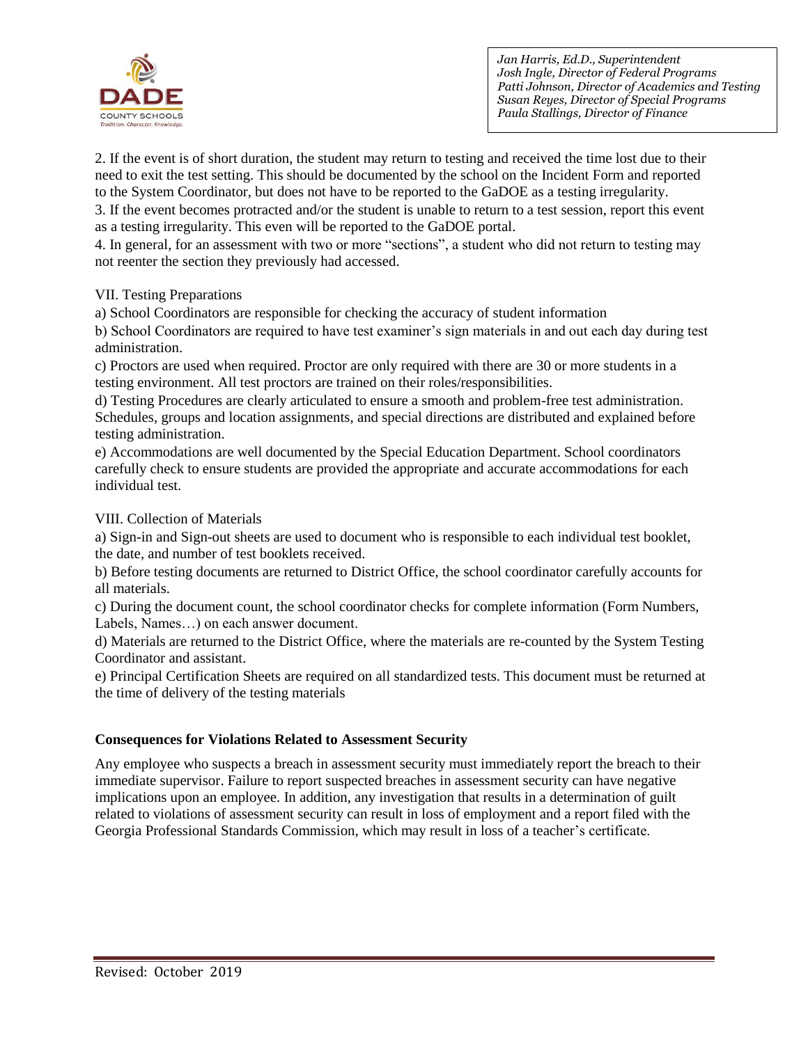2. If the event is of short duration, the student may return to testing and received the time lost due to their need to exit the test setting. This should be documented by the school on the Incident Form and reported to the System Coordinator, but does not have to be reported to the GaDOE as a testing irregularity.
3. If the event becomes protracted and/or the student is unable to return to a test session, report this event as a testing irregularity. This even will be reported to the GaDOE portal.
4. In general, for an assessment with two or more "sections", a student who did not return to testing may not reenter the section they previously had accessed.

VII. Testing Preparations

a) School Coordinators are responsible for checking the accuracy of student information

b) School Coordinators are required to have test examiner's sign materials in and out each day during test administration.

c) Proctors are used when required. Proctor are only required with there are 30 or more students in a testing environment. All test proctors are trained on their roles/responsibilities.

d) Testing Procedures are clearly articulated to ensure a smooth and problem-free test administration. Schedules, groups and location assignments, and special directions are distributed and explained before testing administration.

e) Accommodations are well documented by the Special Education Department. School coordinators carefully check to ensure students are provided the appropriate and accurate accommodations for each individual test.

VIII. Collection of Materials

a) Sign-in and Sign-out sheets are used to document who is responsible to each individual test booklet, the date, and number of test booklets received.

b) Before testing documents are returned to District Office, the school coordinator carefully accounts for all materials.

c) During the document count, the school coordinator checks for complete information (Form Numbers, Labels, Names…) on each answer document.

d) Materials are returned to the District Office, where the materials are re-counted by the System Testing Coordinator and assistant.

e) Principal Certification Sheets are required on all standardized tests. This document must be returned at the time of delivery of the testing materials

**Consequences for Violations Related to Assessment Security**

Any employee who suspects a breach in assessment security must immediately report the breach to their immediate supervisor. Failure to report suspected breaches in assessment security can have negative implications upon an employee. In addition, any investigation that results in a determination of guilt related to violations of assessment security can result in loss of employment and a report filed with the Georgia Professional Standards Commission, which may result in loss of a teacher's certificate.